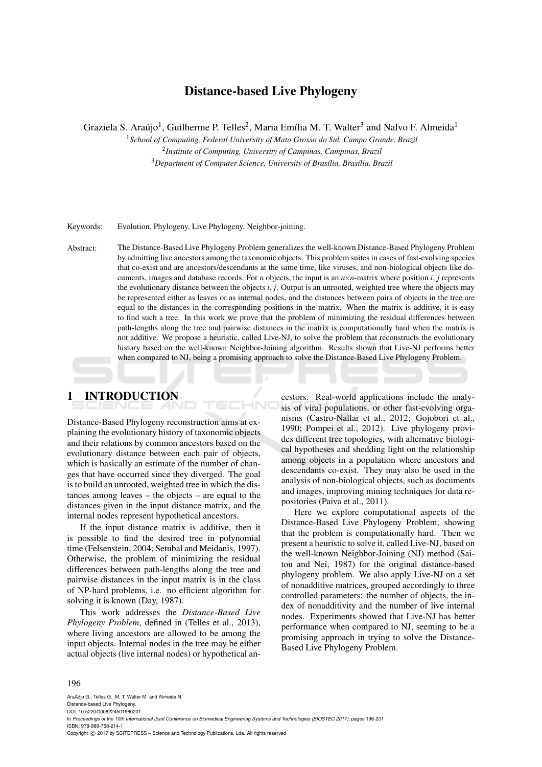# Distance-based Live Phylogeny

Graziela S. Araújo[1], Guilherme P. Telles[2], Maria Emília M. T. Walter[3] and Nalvo F. Almeida[1]

[1]*School of Computing, Federal University of Mato Grosso do Sul, Campo Grande, Brazil*
[2]*Institute of Computing, University of Campinas, Campinas, Brazil*
[3]*Department of Computer Science, University of Brasília, Brasília, Brazil*

Keywords: Evolution, Phylogeny, Live Phylogeny, Neighbor-joining.

Abstract: The Distance-Based Live Phylogeny Problem generalizes the well-known Distance-Based Phylogeny Problem by admitting live ancestors among the taxonomic objects. This problem suites in cases of fast-evolving species that co-exist and are ancestors/descendants at the same time, like viruses, and non-biological objects like documents, images and database records. For $n$ objects, the input is an $n \times n$-matrix where position $i, j$ represents the evolutionary distance between the objects $i, j$. Output is an unrooted, weighted tree where the objects may be represented either as leaves or as internal nodes, and the distances between pairs of objects in the tree are equal to the distances in the corresponding positions in the matrix. When the matrix is additive, it is easy to find such a tree. In this work we prove that the problem of minimizing the residual differences between path-lengths along the tree and pairwise distances in the matrix is computationally hard when the matrix is not additive. We propose a heuristic, called Live-NJ, to solve the problem that reconstructs the evolutionary history based on the well-known Neighbor-Joining algorithm. Results shown that Live-NJ performs better when compared to NJ, being a promising approach to solve the Distance-Based Live Phylogeny Problem.

## 1 INTRODUCTION

Distance-Based Phylogeny reconstruction aims at explaining the evolutionary history of taxonomic objects and their relations by common ancestors based on the evolutionary distance between each pair of objects, which is basically an estimate of the number of changes that have occurred since they diverged. The goal is to build an unrooted, weighted tree in which the distances among leaves – the objects – are equal to the distances given in the input distance matrix, and the internal nodes represent hypothetical ancestors.

If the input distance matrix is additive, then it is possible to find the desired tree in polynomial time (Felsenstein, 2004; Setubal and Meidanis, 1997). Otherwise, the problem of minimizing the residual differences between path-lengths along the tree and pairwise distances in the input matrix is in the class of NP-hard problems, i.e. no efficient algorithm for solving it is known (Day, 1987).

This work addresses the *Distance-Based Live Phylogeny Problem*, defined in (Telles et al., 2013), where living ancestors are allowed to be among the input objects. Internal nodes in the tree may be either actual objects (live internal nodes) or hypothetical ancestors. Real-world applications include the analysis of viral populations, or other fast-evolving organisms (Castro-Nallar et al., 2012; Gojobori et al., 1990; Pompei et al., 2012). Live phylogeny provides different tree topologies, with alternative biological hypotheses and shedding light on the relationship among objects in a population where ancestors and descendants co-exist. They may also be used in the analysis of non-biological objects, such as documents and images, improving mining techniques for data repositories (Paiva et al., 2011).

Here we explore computational aspects of the Distance-Based Live Phylogeny Problem, showing that the problem is computationally hard. Then we present a heuristic to solve it, called Live-NJ, based on the well-known Neighbor-Joining (NJ) method (Saitou and Nei, 1987) for the original distance-based phylogeny problem. We also apply Live-NJ on a set of nonadditive matrices, grouped accordingly to three controlled parameters: the number of objects, the index of nonadditivity and the number of live internal nodes. Experiments showed that Live-NJ has better performance when compared to NJ, seeming to be a promising approach in trying to solve the Distance-Based Live Phylogeny Problem.

AraÃžjo G., Telles G., M. T. Walter M. and Almeida N.
Distance-based Live Phylogeny.
DOI: 10.5220/0006224501960201
In *Proceedings of the 10th International Joint Conference on Biomedical Engineering Systems and Technologies (BIOSTEC 2017)*, pages 196-201
ISBN: 978-989-758-214-1
Copyright © 2017 by SCITEPRESS – Science and Technology Publications, Lda. All rights reserved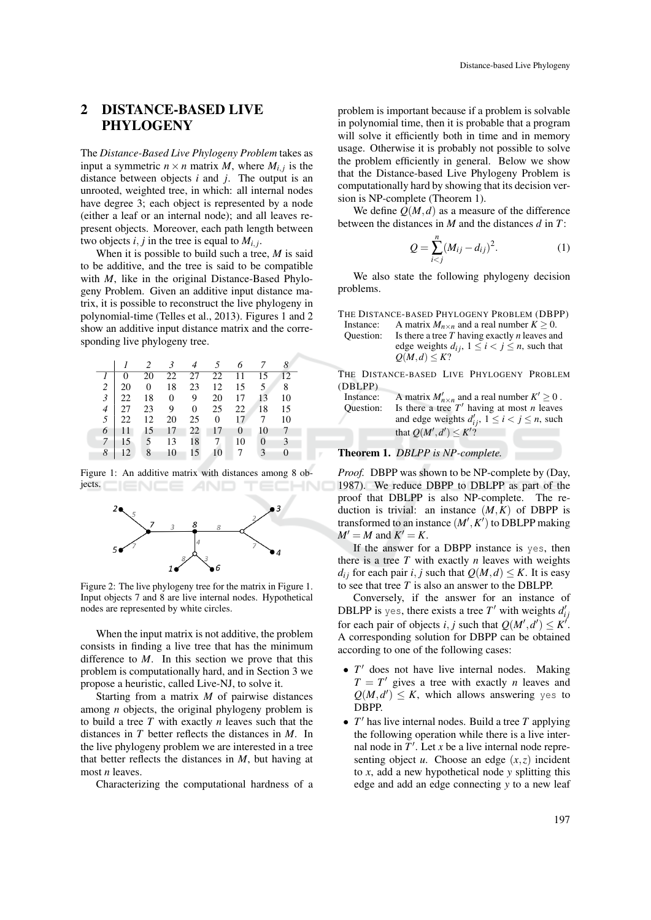## 2 DISTANCE-BASED LIVE PHYLOGENY

The *Distance-Based Live Phylogeny Problem* takes as input a symmetric $n \times n$ matrix $M$, where $M_{i,j}$ is the distance between objects $i$ and $j$. The output is an unrooted, weighted tree, in which: all internal nodes have degree 3; each object is represented by a node (either a leaf or an internal node); and all leaves represent objects. Moreover, each path length between two objects $i, j$ in the tree is equal to $M_{i,j}$.

When it is possible to build such a tree, $M$ is said to be additive, and the tree is said to be compatible with $M$, like in the original Distance-Based Phylogeny Problem. Given an additive input distance matrix, it is possible to reconstruct the live phylogeny in polynomial-time (Telles et al., 2013). Figures 1 and 2 show an additive input distance matrix and the corresponding live phylogeny tree.

| | *1* | *2* | *3* | *4* | *5* | *6* | *7* | *8* |
|---|---|---|---|---|---|---|---|---|
| *1* | 0 | 20 | 22 | 27 | 22 | 11 | 15 | 12 |
| *2* | 20 | 0 | 18 | 23 | 12 | 15 | 5 | 8 |
| *3* | 22 | 18 | 0 | 9 | 20 | 17 | 13 | 10 |
| *4* | 27 | 23 | 9 | 0 | 25 | 22 | 18 | 15 |
| *5* | 22 | 12 | 20 | 25 | 0 | 17 | 7 | 10 |
| *6* | 11 | 15 | 17 | 22 | 17 | 0 | 10 | 7 |
| *7* | 15 | 5 | 13 | 18 | 7 | 10 | 0 | 3 |
| *8* | 12 | 8 | 10 | 15 | 10 | 7 | 3 | 0 |

Figure 1: An additive matrix with distances among 8 objects.

Figure 2: The live phylogeny tree for the matrix in Figure 1. Input objects 7 and 8 are live internal nodes. Hypothetical nodes are represented by white circles.

When the input matrix is not additive, the problem consists in finding a live tree that has the minimum difference to $M$. In this section we prove that this problem is computationally hard, and in Section 3 we propose a heuristic, called Live-NJ, to solve it.

Starting from a matrix $M$ of pairwise distances among $n$ objects, the original phylogeny problem is to build a tree $T$ with exactly $n$ leaves such that the distances in $T$ better reflects the distances in $M$. In the live phylogeny problem we are interested in a tree that better reflects the distances in $M$, but having at most $n$ leaves.

Characterizing the computational hardness of a problem is important because if a problem is solvable in polynomial time, then it is probable that a program will solve it efficiently both in time and in memory usage. Otherwise it is probably not possible to solve the problem efficiently in general. Below we show that the Distance-based Live Phylogeny Problem is computationally hard by showing that its decision version is NP-complete (Theorem 1).

We define $Q(M,d)$ as a measure of the difference between the distances in $M$ and the distances $d$ in $T$:

$$Q = \sum_{i<j}^{n} (M_{ij} - d_{ij})^2. \tag{1}$$

We also state the following phylogeny decision problems.

THE DISTANCE-BASED PHYLOGENY PROBLEM (DBPP)

Instance: A matrix $M_{n \times n}$ and a real number $K \geq 0$.
Question: Is there a tree $T$ having exactly $n$ leaves and edge weights $d_{ij}$, $1 \leq i < j \leq n$, such that $Q(M,d) \leq K$?

THE DISTANCE-BASED LIVE PHYLOGENY PROBLEM (DBLPP)

Instance: A matrix $M'_{n \times n}$ and a real number $K' \geq 0$.
Question: Is there a tree $T'$ having at most $n$ leaves and edge weights $d'_{ij}$, $1 \leq i < j \leq n$, such that $Q(M',d') \leq K'$?

**Theorem 1.** *DBLPP is NP-complete.*

*Proof.* DBPP was shown to be NP-complete by (Day, 1987). We reduce DBPP to DBLPP as part of the proof that DBLPP is also NP-complete. The reduction is trivial: an instance $(M,K)$ of DBPP is transformed to an instance $(M',K')$ to DBLPP making $M' = M$ and $K' = K$.

If the answer for a DBPP instance is yes, then there is a tree $T$ with exactly $n$ leaves with weights $d_{ij}$ for each pair $i,j$ such that $Q(M,d) \leq K$. It is easy to see that tree $T$ is also an answer to the DBLPP.

Conversely, if the answer for an instance of DBLPP is yes, there exists a tree $T'$ with weights $d'_{ij}$ for each pair of objects $i,j$ such that $Q(M',d') \leq K'$. A corresponding solution for DBPP can be obtained according to one of the following cases:

- $T'$ does not have live internal nodes. Making $T = T'$ gives a tree with exactly $n$ leaves and $Q(M,d') \leq K$, which allows answering yes to DBPP.
- $T'$ has live internal nodes. Build a tree $T$ applying the following operation while there is a live internal node in $T'$. Let $x$ be a live internal node representing object $u$. Choose an edge $(x,z)$ incident to $x$, add a new hypothetical node $y$ splitting this edge and add an edge connecting $y$ to a new leaf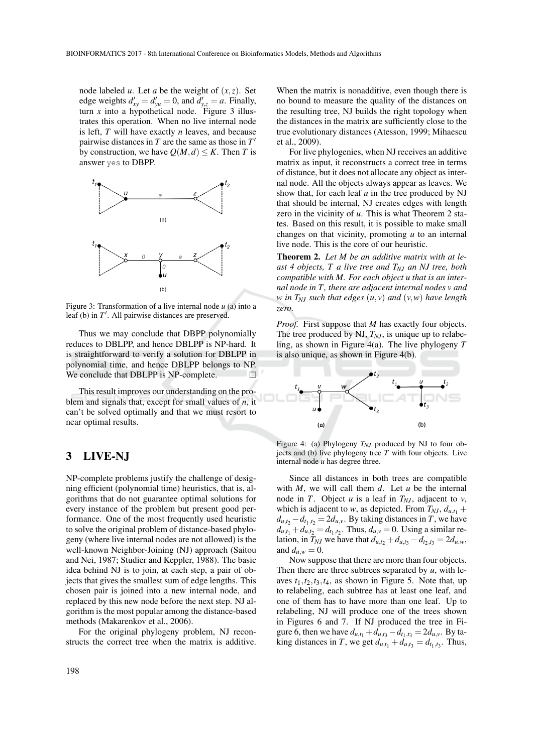node labeled $u$. Let $a$ be the weight of $(x,z)$. Set edge weights $d'_{xy} = d'_{yu} = 0$, and $d'_{y,z} = a$. Finally, turn $x$ into a hypothetical node. Figure 3 illustrates this operation. When no live internal node is left, $T$ will have exactly $n$ leaves, and because pairwise distances in $T$ are the same as those in $T'$ by construction, we have $Q(M,d) \leq K$. Then $T$ is answer yes to DBPP.

Figure 3: Transformation of a live internal node $u$ (a) into a leaf (b) in $T'$. All pairwise distances are preserved.

Thus we may conclude that DBPP polynomially reduces to DBLPP, and hence DBLPP is NP-hard. It is straightforward to verify a solution for DBLPP in polynomial time, and hence DBLPP belongs to NP. We conclude that DBLPP is NP-complete. □

This result improves our understanding on the problem and signals that, except for small values of $n$, it can't be solved optimally and that we must resort to near optimal results.

## 3 LIVE-NJ

NP-complete problems justify the challenge of designing efficient (polynomial time) heuristics, that is, algorithms that do not guarantee optimal solutions for every instance of the problem but present good performance. One of the most frequently used heuristic to solve the original problem of distance-based phylogeny (where live internal nodes are not allowed) is the well-known Neighbor-Joining (NJ) approach (Saitou and Nei, 1987; Studier and Keppler, 1988). The basic idea behind NJ is to join, at each step, a pair of objects that gives the smallest sum of edge lengths. This chosen pair is joined into a new internal node, and replaced by this new node before the next step. NJ algorithm is the most popular among the distance-based methods (Makarenkov et al., 2006).

For the original phylogeny problem, NJ reconstructs the correct tree when the matrix is additive. When the matrix is nonadditive, even though there is no bound to measure the quality of the distances on the resulting tree, NJ builds the right topology when the distances in the matrix are sufficiently close to the true evolutionary distances (Atesson, 1999; Mihaescu et al., 2009).

For live phylogenies, when NJ receives an additive matrix as input, it reconstructs a correct tree in terms of distance, but it does not allocate any object as internal node. All the objects always appear as leaves. We show that, for each leaf $u$ in the tree produced by NJ that should be internal, NJ creates edges with length zero in the vicinity of $u$. This is what Theorem 2 states. Based on this result, it is possible to make small changes on that vicinity, promoting $u$ to an internal live node. This is the core of our heuristic.

**Theorem 2.** *Let $M$ be an additive matrix with at least 4 objects, $T$ a live tree and $T_{NJ}$ an NJ tree, both compatible with $M$. For each object $u$ that is an internal node in $T$, there are adjacent internal nodes $v$ and $w$ in $T_{NJ}$ such that edges $(u,v)$ and $(v,w)$ have length zero.*

*Proof.* First suppose that $M$ has exactly four objects. The tree produced by NJ, $T_{NJ}$, is unique up to relabeling, as shown in Figure 4(a). The live phylogeny $T$ is also unique, as shown in Figure 4(b).

Figure 4: (a) Phylogeny $T_{NJ}$ produced by NJ to four objects and (b) live phylogeny tree $T$ with four objects. Live internal node $u$ has degree three.

Since all distances in both trees are compatible with $M$, we will call them $d$. Let $u$ be the internal node in $T$. Object $u$ is a leaf in $T_{NJ}$, adjacent to $v$, which is adjacent to $w$, as depicted. From $T_{NJ}$, $d_{u,t_1} + d_{u,t_2} - d_{t_1,t_2} = 2d_{u,v}$. By taking distances in $T$, we have $d_{u,t_1} + d_{u,t_2} = d_{t_1,t_2}$. Thus, $d_{u,v} = 0$. Using a similar relation, in $T_{NJ}$ we have that $d_{u,t_2} + d_{u,t_3} - d_{t_2,t_3} = 2d_{u,w}$, and $d_{u,w} = 0$.

Now suppose that there are more than four objects. Then there are three subtrees separated by $u$, with leaves $t_1, t_2, t_3, t_4$, as shown in Figure 5. Note that, up to relabeling, each subtree has at least one leaf, and one of them has to have more than one leaf. Up to relabeling, NJ will produce one of the trees shown in Figures 6 and 7. If NJ produced the tree in Figure 6, then we have $d_{u,t_1} + d_{u,t_3} - d_{t_1,t_3} = 2d_{u,v}$. By taking distances in $T$, we get $d_{u,t_1} + d_{u,t_3} = d_{t_1,t_3}$. Thus,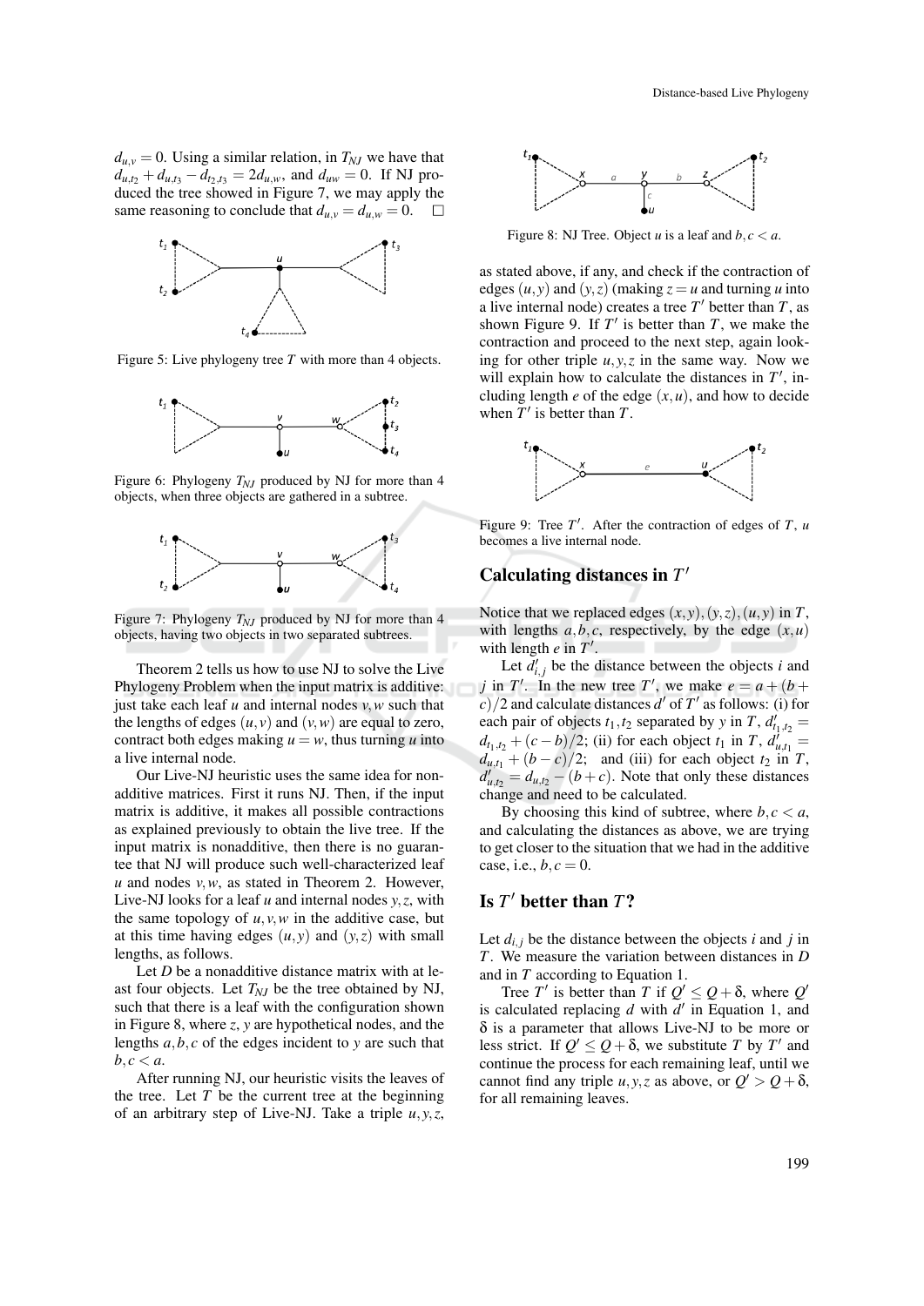$d_{u,v} = 0$. Using a similar relation, in $T_{NJ}$ we have that $d_{u,t_2} + d_{u,t_3} - d_{t_2,t_3} = 2d_{u,w}$, and $d_{uw} = 0$. If NJ produced the tree showed in Figure 7, we may apply the same reasoning to conclude that $d_{u,v} = d_{u,w} = 0$. $\square$

Figure 5: Live phylogeny tree $T$ with more than 4 objects.

Figure 6: Phylogeny $T_{NJ}$ produced by NJ for more than 4 objects, when three objects are gathered in a subtree.

Figure 7: Phylogeny $T_{NJ}$ produced by NJ for more than 4 objects, having two objects in two separated subtrees.

Theorem 2 tells us how to use NJ to solve the Live Phylogeny Problem when the input matrix is additive: just take each leaf $u$ and internal nodes $v, w$ such that the lengths of edges $(u, v)$ and $(v, w)$ are equal to zero, contract both edges making $u = w$, thus turning $u$ into a live internal node.

Our Live-NJ heuristic uses the same idea for non-additive matrices. First it runs NJ. Then, if the input matrix is additive, it makes all possible contractions as explained previously to obtain the live tree. If the input matrix is nonadditive, then there is no guarantee that NJ will produce such well-characterized leaf $u$ and nodes $v, w$, as stated in Theorem 2. However, Live-NJ looks for a leaf $u$ and internal nodes $y, z$, with the same topology of $u, v, w$ in the additive case, but at this time having edges $(u, y)$ and $(y, z)$ with small lengths, as follows.

Let $D$ be a nonadditive distance matrix with at least four objects. Let $T_{NJ}$ be the tree obtained by NJ, such that there is a leaf with the configuration shown in Figure 8, where $z$, $y$ are hypothetical nodes, and the lengths $a, b, c$ of the edges incident to $y$ are such that $b, c < a$.

After running NJ, our heuristic visits the leaves of the tree. Let $T$ be the current tree at the beginning of an arbitrary step of Live-NJ. Take a triple $u, y, z$,

Figure 8: NJ Tree. Object $u$ is a leaf and $b, c < a$.

as stated above, if any, and check if the contraction of edges $(u, y)$ and $(y, z)$ (making $z = u$ and turning $u$ into a live internal node) creates a tree $T'$ better than $T$, as shown Figure 9. If $T'$ is better than $T$, we make the contraction and proceed to the next step, again looking for other triple $u, y, z$ in the same way. Now we will explain how to calculate the distances in $T'$, including length $e$ of the edge $(x, u)$, and how to decide when $T'$ is better than $T$.

Figure 9: Tree $T'$. After the contraction of edges of $T$, $u$ becomes a live internal node.

## Calculating distances in $T'$

Notice that we replaced edges $(x, y), (y, z), (u, y)$ in $T$, with lengths $a, b, c$, respectively, by the edge $(x, u)$ with length $e$ in $T'$.

Let $d'_{i,j}$ be the distance between the objects $i$ and $j$ in $T'$. In the new tree $T'$, we make $e = a + (b + c)/2$ and calculate distances $d'$ of $T'$ as follows: (i) for each pair of objects $t_1, t_2$ separated by $y$ in $T$, $d'_{t_1,t_2} = d_{t_1,t_2} + (c - b)/2$; (ii) for each object $t_1$ in $T$, $d'_{u,t_1} = d_{u,t_1} + (b - c)/2$; and (iii) for each object $t_2$ in $T$, $d'_{u,t_2} = d_{u,t_2} - (b + c)$. Note that only these distances change and need to be calculated.

By choosing this kind of subtree, where $b, c < a$, and calculating the distances as above, we are trying to get closer to the situation that we had in the additive case, i.e., $b, c = 0$.

## Is $T'$ better than $T$?

Let $d_{i,j}$ be the distance between the objects $i$ and $j$ in $T$. We measure the variation between distances in $D$ and in $T$ according to Equation 1.

Tree $T'$ is better than $T$ if $Q' \leq Q + \delta$, where $Q'$ is calculated replacing $d$ with $d'$ in Equation 1, and $\delta$ is a parameter that allows Live-NJ to be more or less strict. If $Q' \leq Q + \delta$, we substitute $T$ by $T'$ and continue the process for each remaining leaf, until we cannot find any triple $u, y, z$ as above, or $Q' > Q + \delta$, for all remaining leaves.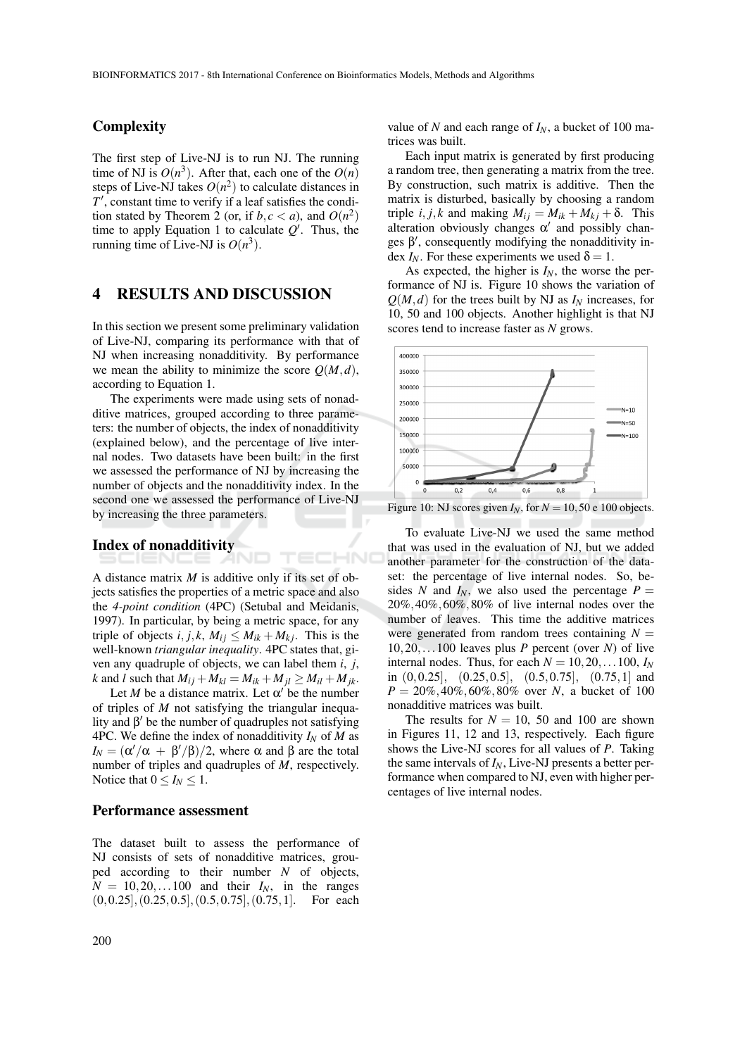### Complexity

The first step of Live-NJ is to run NJ. The running time of NJ is $O(n^3)$. After that, each one of the $O(n)$ steps of Live-NJ takes $O(n^2)$ to calculate distances in $T'$, constant time to verify if a leaf satisfies the condition stated by Theorem 2 (or, if $b, c < a$), and $O(n^2)$ time to apply Equation 1 to calculate $Q'$. Thus, the running time of Live-NJ is $O(n^3)$.

## 4 RESULTS AND DISCUSSION

In this section we present some preliminary validation of Live-NJ, comparing its performance with that of NJ when increasing nonadditivity. By performance we mean the ability to minimize the score $Q(M,d)$, according to Equation 1.

The experiments were made using sets of nonadditive matrices, grouped according to three parameters: the number of objects, the index of nonadditivity (explained below), and the percentage of live internal nodes. Two datasets have been built: in the first we assessed the performance of NJ by increasing the number of objects and the nonadditivity index. In the second one we assessed the performance of Live-NJ by increasing the three parameters.

### Index of nonadditivity

A distance matrix $M$ is additive only if its set of objects satisfies the properties of a metric space and also the *4-point condition* (4PC) (Setubal and Meidanis, 1997). In particular, by being a metric space, for any triple of objects $i, j, k$, $M_{ij} \leq M_{ik} + M_{kj}$. This is the well-known *triangular inequality*. 4PC states that, given any quadruple of objects, we can label them $i$, $j$, $k$ and $l$ such that $M_{ij} + M_{kl} = M_{ik} + M_{jl} \geq M_{il} + M_{jk}$.

Let $M$ be a distance matrix. Let $\alpha'$ be the number of triples of $M$ not satisfying the triangular inequality and $\beta'$ be the number of quadruples not satisfying 4PC. We define the index of nonadditivity $I_N$ of $M$ as $I_N = (\alpha'/\alpha + \beta'/\beta)/2$, where $\alpha$ and $\beta$ are the total number of triples and quadruples of $M$, respectively. Notice that $0 \leq I_N \leq 1$.

### Performance assessment

The dataset built to assess the performance of NJ consists of sets of nonadditive matrices, grouped according to their number $N$ of objects, $N = 10, 20, \ldots 100$ and their $I_N$, in the ranges $(0, 0.25], (0.25, 0.5], (0.5, 0.75], (0.75, 1]$. For each value of $N$ and each range of $I_N$, a bucket of 100 matrices was built.

Each input matrix is generated by first producing a random tree, then generating a matrix from the tree. By construction, such matrix is additive. Then the matrix is disturbed, basically by choosing a random triple $i, j, k$ and making $M_{ij} = M_{ik} + M_{kj} + \delta$. This alteration obviously changes $\alpha'$ and possibly changes $\beta'$, consequently modifying the nonadditivity index $I_N$. For these experiments we used $\delta = 1$.

As expected, the higher is $I_N$, the worse the performance of NJ is. Figure 10 shows the variation of $Q(M,d)$ for the trees built by NJ as $I_N$ increases, for 10, 50 and 100 objects. Another highlight is that NJ scores tend to increase faster as $N$ grows.

Figure 10: NJ scores given $I_N$, for $N = 10, 50$ e 100 objects.

To evaluate Live-NJ we used the same method that was used in the evaluation of NJ, but we added another parameter for the construction of the dataset: the percentage of live internal nodes. So, besides $N$ and $I_N$, we also used the percentage $P = 20\%, 40\%, 60\%, 80\%$ of live internal nodes over the number of leaves. This time the additive matrices were generated from random trees containing $N = 10, 20, \ldots 100$ leaves plus $P$ percent (over $N$) of live internal nodes. Thus, for each $N = 10, 20, \ldots 100$, $I_N$ in $(0, 0.25]$, $(0.25, 0.5]$, $(0.5, 0.75]$, $(0.75, 1]$ and $P = 20\%, 40\%, 60\%, 80\%$ over $N$, a bucket of 100 nonadditive matrices was built.

The results for $N = 10$, 50 and 100 are shown in Figures 11, 12 and 13, respectively. Each figure shows the Live-NJ scores for all values of $P$. Taking the same intervals of $I_N$, Live-NJ presents a better performance when compared to NJ, even with higher percentages of live internal nodes.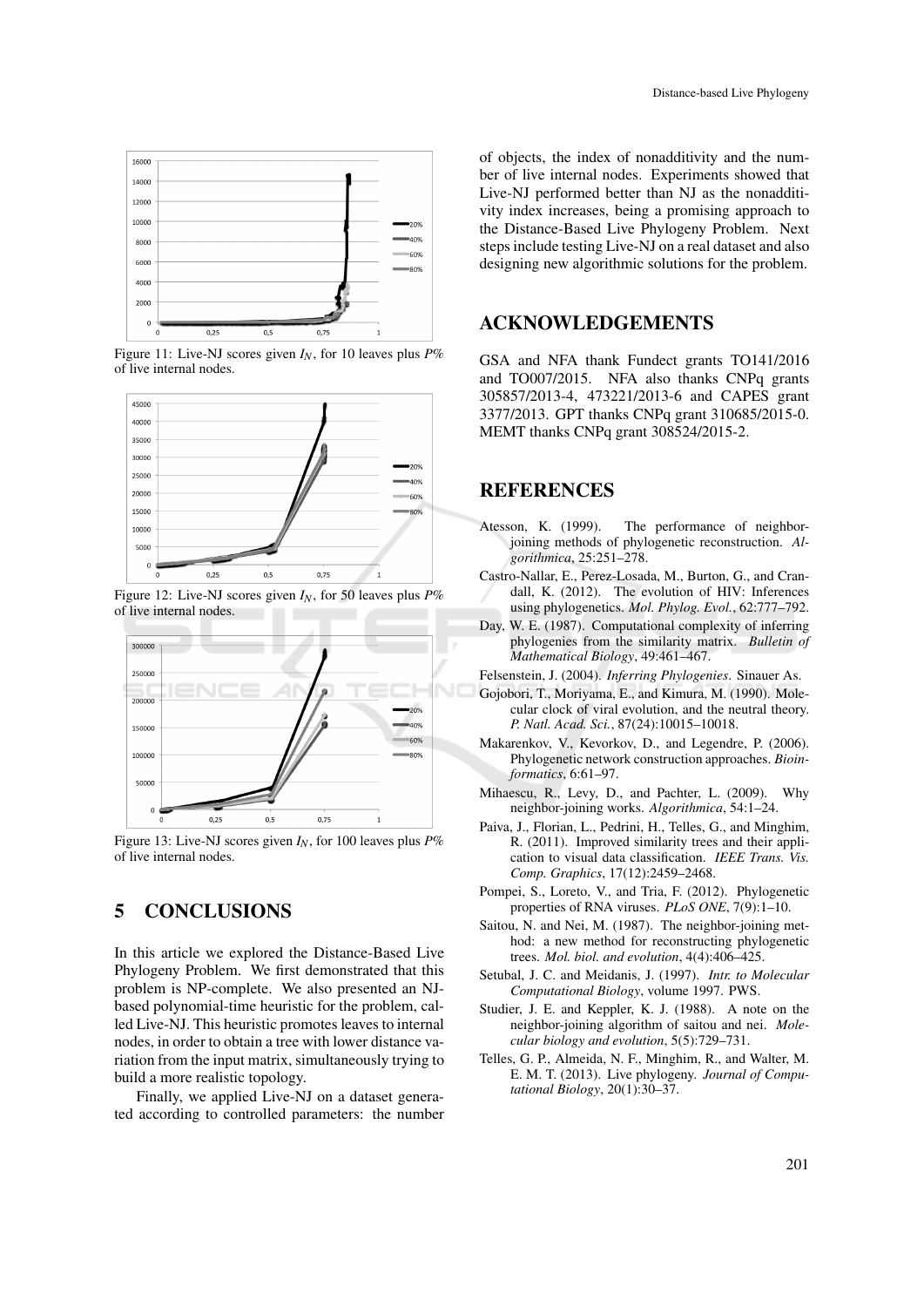16000
14000
12000
10000
8000
6000
4000
2000
0
0 0,25 0,5 0,75 1

20%
40%
60%
80%

Figure 11: Live-NJ scores given $I_N$, for 10 leaves plus $P$% of live internal nodes.

45000
40000
35000
30000
25000
20000
15000
10000
5000
0
0 0,25 0,5 0,75 1

20%
40%
60%
80%

Figure 12: Live-NJ scores given $I_N$, for 50 leaves plus $P$% of live internal nodes.

300000
250000
200000
150000
100000
50000
0
0 0,25 0,5 0,75 1

20%
40%
60%
80%

Figure 13: Live-NJ scores given $I_N$, for 100 leaves plus $P$% of live internal nodes.

## 5 CONCLUSIONS

In this article we explored the Distance-Based Live Phylogeny Problem. We first demonstrated that this problem is NP-complete. We also presented an NJ-based polynomial-time heuristic for the problem, called Live-NJ. This heuristic promotes leaves to internal nodes, in order to obtain a tree with lower distance variation from the input matrix, simultaneously trying to build a more realistic topology.

Finally, we applied Live-NJ on a dataset generated according to controlled parameters: the number of objects, the index of nonadditivity and the number of live internal nodes. Experiments showed that Live-NJ performed better than NJ as the nonadditivity index increases, being a promising approach to the Distance-Based Live Phylogeny Problem. Next steps include testing Live-NJ on a real dataset and also designing new algorithmic solutions for the problem.

## ACKNOWLEDGEMENTS

GSA and NFA thank Fundect grants TO141/2016 and TO007/2015. NFA also thanks CNPq grants 305857/2013-4, 473221/2013-6 and CAPES grant 3377/2013. GPT thanks CNPq grant 310685/2015-0. MEMT thanks CNPq grant 308524/2015-2.

## REFERENCES

Atesson, K. (1999). The performance of neighbor-joining methods of phylogenetic reconstruction. *Algorithmica*, 25:251–278.

Castro-Nallar, E., Perez-Losada, M., Burton, G., and Crandall, K. (2012). The evolution of HIV: Inferences using phylogenetics. *Mol. Phylog. Evol.*, 62:777–792.

Day, W. E. (1987). Computational complexity of inferring phylogenies from the similarity matrix. *Bulletin of Mathematical Biology*, 49:461–467.

Felsenstein, J. (2004). *Inferring Phylogenies*. Sinauer As.

Gojobori, T., Moriyama, E., and Kimura, M. (1990). Molecular clock of viral evolution, and the neutral theory. *P. Natl. Acad. Sci.*, 87(24):10015–10018.

Makarenkov, V., Kevorkov, D., and Legendre, P. (2006). Phylogenetic network construction approaches. *Bioinformatics*, 6:61–97.

Mihaescu, R., Levy, D., and Pachter, L. (2009). Why neighbor-joining works. *Algorithmica*, 54:1–24.

Paiva, J., Florian, L., Pedrini, H., Telles, G., and Minghim, R. (2011). Improved similarity trees and their application to visual data classification. *IEEE Trans. Vis. Comp. Graphics*, 17(12):2459–2468.

Pompei, S., Loreto, V., and Tria, F. (2012). Phylogenetic properties of RNA viruses. *PLoS ONE*, 7(9):1–10.

Saitou, N. and Nei, M. (1987). The neighbor-joining method: a new method for reconstructing phylogenetic trees. *Mol. biol. and evolution*, 4(4):406–425.

Setubal, J. C. and Meidanis, J. (1997). *Intr. to Molecular Computational Biology*, volume 1997. PWS.

Studier, J. E. and Keppler, K. J. (1988). A note on the neighbor-joining algorithm of saitou and nei. *Molecular biology and evolution*, 5(5):729–731.

Telles, G. P., Almeida, N. F., Minghim, R., and Walter, M. E. M. T. (2013). Live phylogeny. *Journal of Computational Biology*, 20(1):30–37.